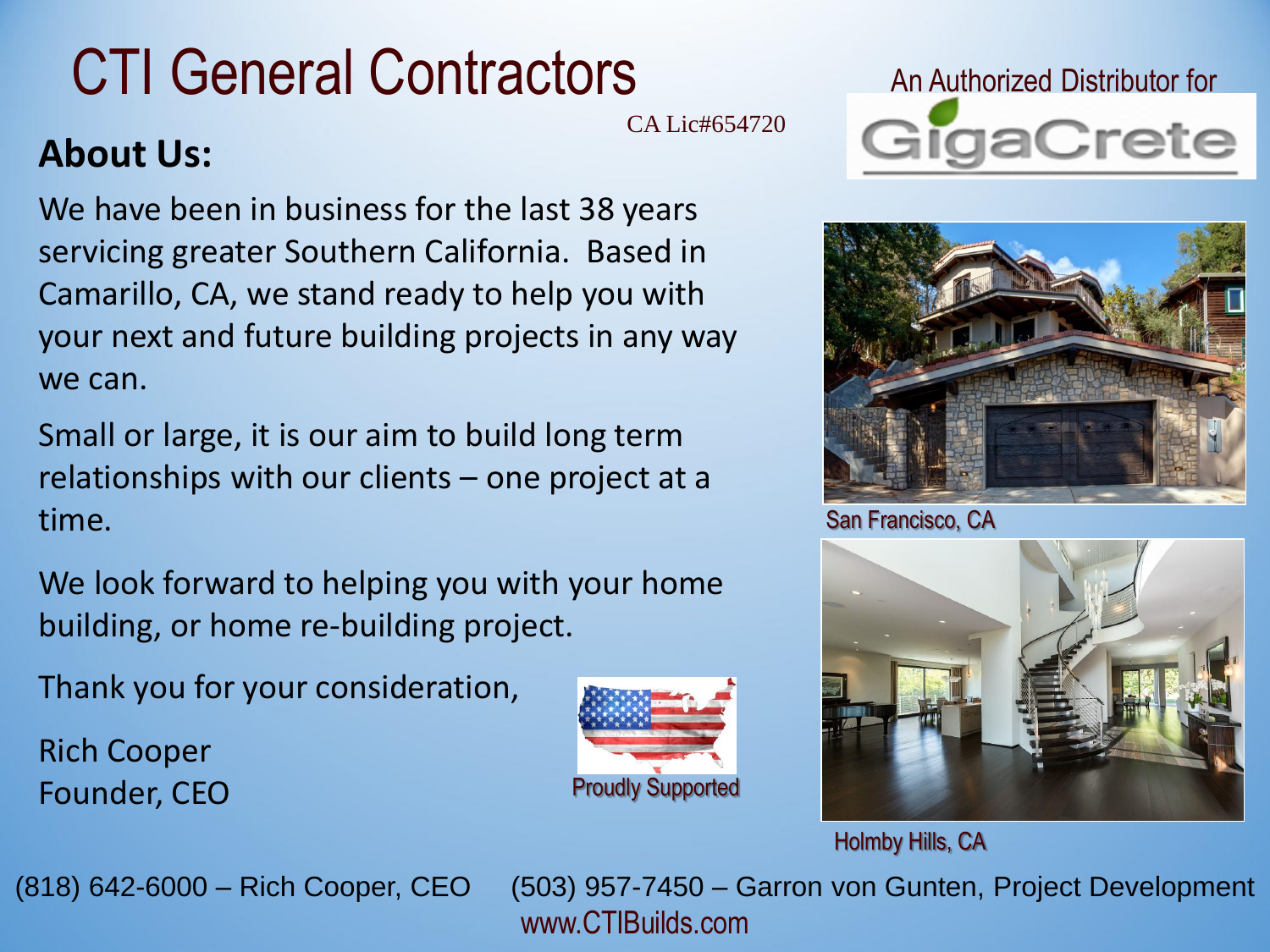# CTI General Contractors

CA Lic#654720

An Authorized Distributor for GigaCrete

## About Us:

We have been in business for the last 38 years servicing greater Southern California. Based in Camarillo, CA, we stand ready to help you with your next and future building projects in any way we can.

Small or large, it is our aim to build long term relationships with our clients – one project at a time.

We look forward to helping you with your home building, or home re-building project.

Thank you for your consideration,

Rich Cooper
Founder, CEO

Proudly Supported

San Francisco, CA

Holmby Hills, CA

(818) 642-6000 – Rich Cooper, CEO (503) 957-7450 – Garron von Gunten, Project Development

www.CTIBuilds.com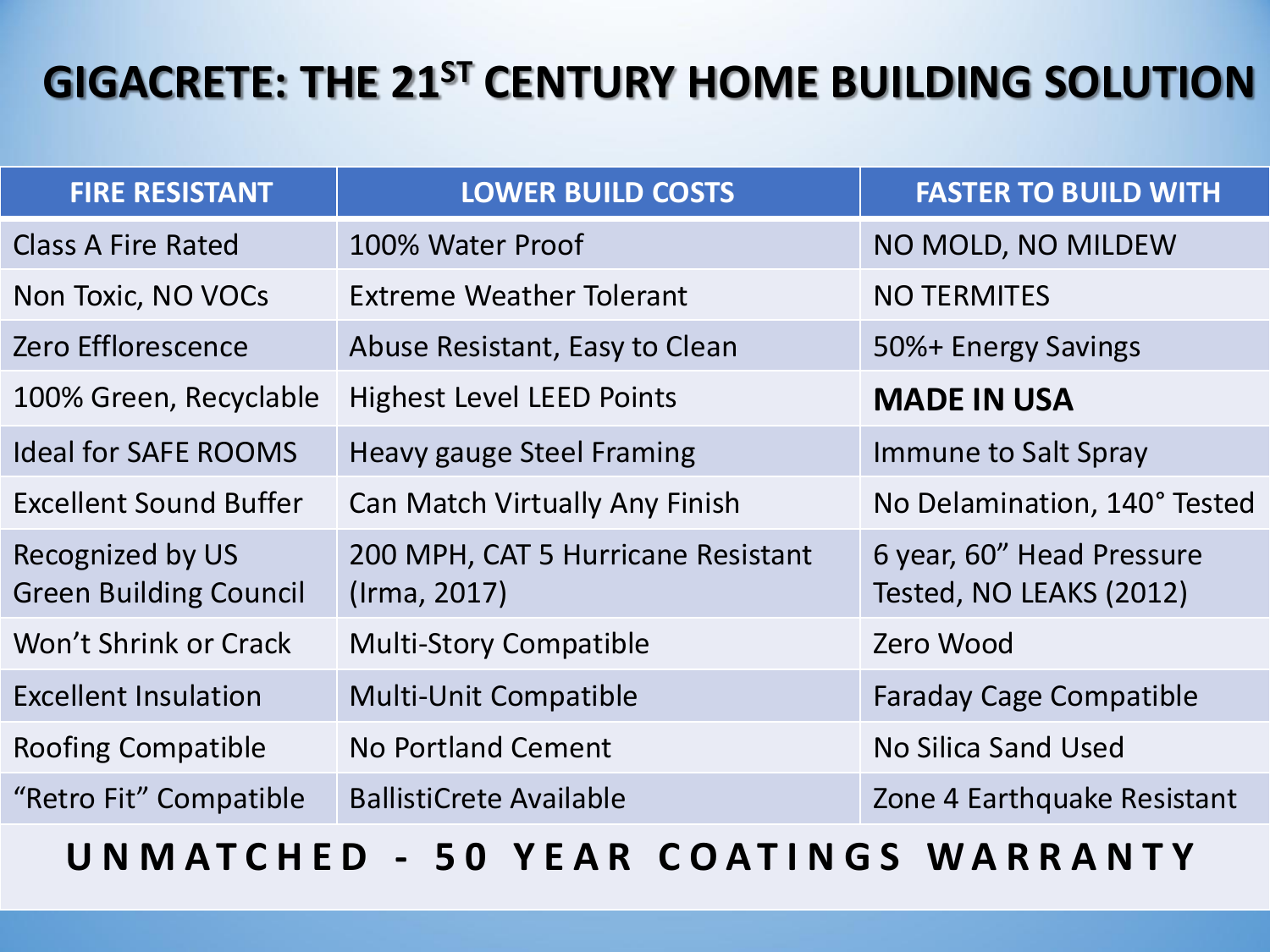# GIGACRETE: THE 21$^{ST}$ CENTURY HOME BUILDING SOLUTION

| FIRE RESISTANT | LOWER BUILD COSTS | FASTER TO BUILD WITH |
|---|---|---|
| Class A Fire Rated | 100% Water Proof | NO MOLD, NO MILDEW |
| Non Toxic, NO VOCs | Extreme Weather Tolerant | NO TERMITES |
| Zero Efflorescence | Abuse Resistant, Easy to Clean | 50%+ Energy Savings |
| 100% Green, Recyclable | Highest Level LEED Points | **MADE IN USA** |
| Ideal for SAFE ROOMS | Heavy gauge Steel Framing | Immune to Salt Spray |
| Excellent Sound Buffer | Can Match Virtually Any Finish | No Delamination, 140° Tested |
| Recognized by US Green Building Council | 200 MPH, CAT 5 Hurricane Resistant (Irma, 2017) | 6 year, 60” Head Pressure Tested, NO LEAKS (2012) |
| Won’t Shrink or Crack | Multi-Story Compatible | Zero Wood |
| Excellent Insulation | Multi-Unit Compatible | Faraday Cage Compatible |
| Roofing Compatible | No Portland Cement | No Silica Sand Used |
| “Retro Fit” Compatible | BallistiCrete Available | Zone 4 Earthquake Resistant |

**UNMATCHED - 50 YEAR COATINGS WARRANTY**